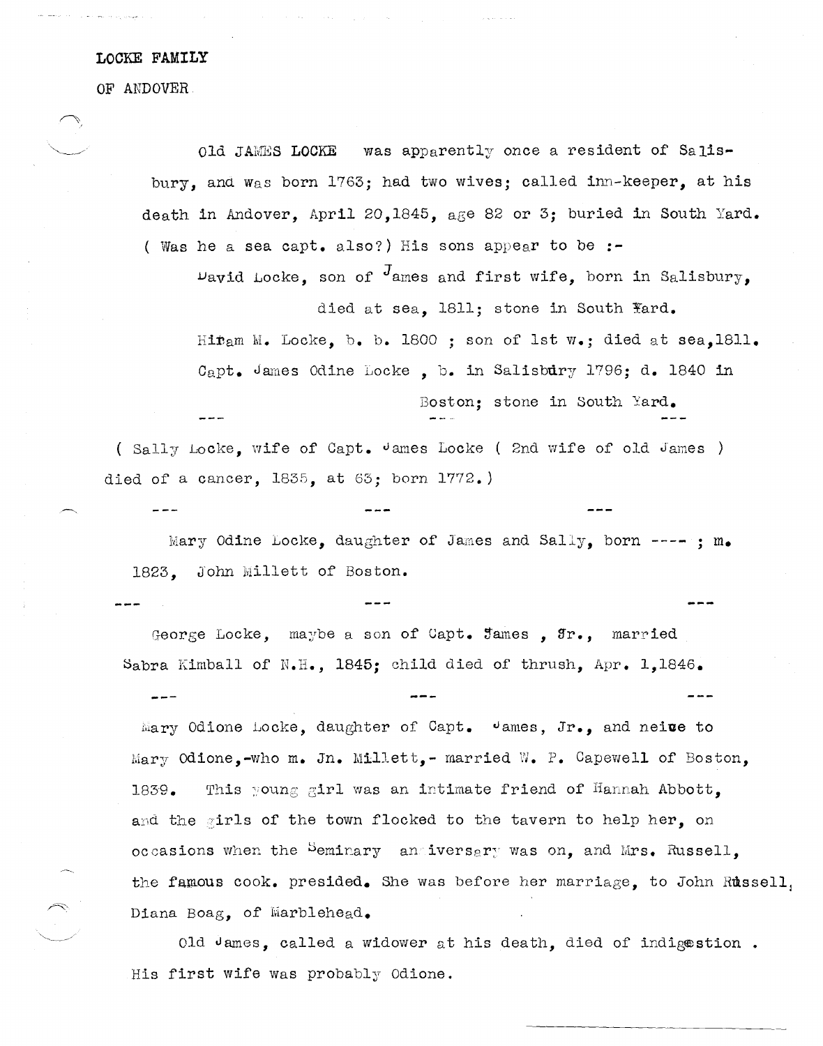LOCKE FAMILY

OF ANDOVER

Old JAMES LOCKE was apparently once a resident of Salisbury, and was born 1763; had two wives; called inn-keeper, at his death in Andover, April 20,1845, age 82 or 3; buried in South Yard. ( Was he a sea capt. also?) His sons appear to be :-

David Locke, son of James and first wife, born in Salisbury, died at sea, 1811; stone in South Yard.

Hiram M. Locke, b. b. 1800 ; son of 1st w.; died at sea,1811.

Capt. James Odine Locke , b. in Salisbury 1796; d. 1840 in Boston; stone in South Yard.

--- --- ---

( Sally Locke, wife of Capt. James Locke ( 2nd wife of old James ) died of a cancer, 1835, at 63; born 1772.)

--- --- ---

Mary Odine Locke, daughter of James and Sally, born ---- ; m. 1823, John Millett of Boston.

--- --- ---

George Locke, maybe a son of Capt. James , Jr., married Sabra Kimball of N.H., 1845; child died of thrush, Apr. 1,1846.

--- --- ---

Mary Odione Locke, daughter of Capt. James, Jr., and neice to Mary Odione,-who m. Jn. Millett,- married W. P. Capewell of Boston, 1839. This young girl was an intimate friend of Hannah Abbott, and the girls of the town flocked to the tavern to help her, on occasions when the Seminary anniversary was on, and Mrs. Russell, the famous cook. presided. She was before her marriage, to John Russell, Diana Boag, of Marblehead.

Old James, called a widower at his death, died of indigestion . His first wife was probably Odione.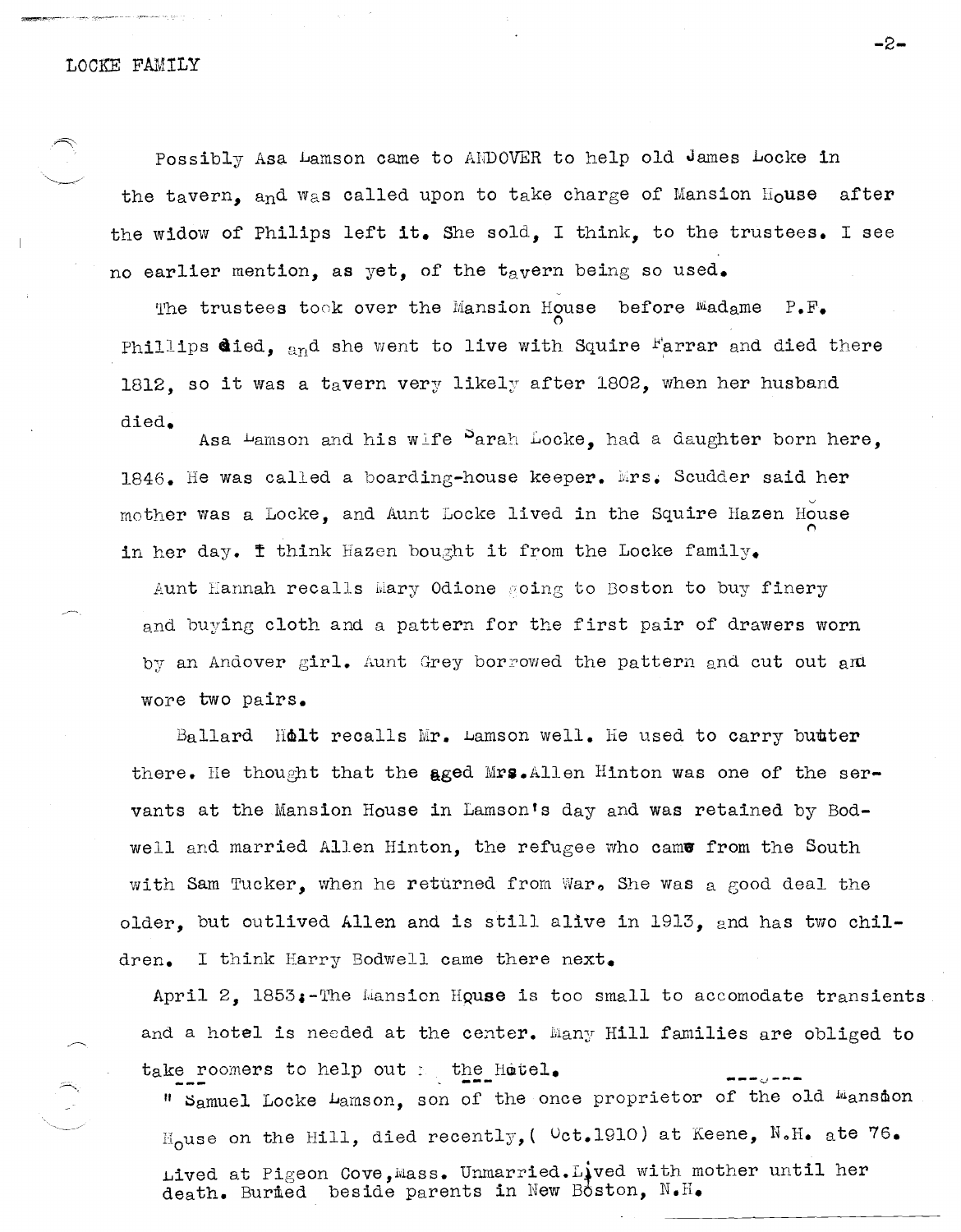Possibly Asa Lamson came to ANDOVER to help old James Locke in the tavern, and was called upon to take charge of Mansion House after the widow of Philips left it. She sold, I think, to the trustees. I see no earlier mention, as yet, of the tavern being so used.

The trustees took over the Mansion House before Madame P.F. Phillips died, and she went to live with Squire Farrar and died there 1812, so it was a tavern very likely after 1802, when her husband died.

Asa Lamson and his wife Sarah Locke, had a daughter born here, 1846. He was called a boarding-house keeper. Mrs. Scudder said her mother was a Locke, and Aunt Locke lived in the Squire Hazen House in her day. I think Hazen bought it from the Locke family.

Aunt Hannah recalls Mary Odione going to Boston to buy finery and buying cloth and a pattern for the first pair of drawers worn by an Andover girl. Aunt Grey borrowed the pattern and cut out and wore two pairs.

Ballard Holt recalls Mr. Lamson well. He used to carry butter there. He thought that the aged Mrs. Allen Hinton was one of the servants at the Mansion House in Lamson's day and was retained by Bodwell and married Allen Hinton, the refugee who came from the South with Sam Tucker, when he returned from War. She was a good deal the older, but outlived Allen and is still alive in 1913, and has two children. I think Harry Bodwell came there next.

April 2, 1853:-The Mansion House is too small to accomodate transients and a hotel is needed at the center. Many Hill families are obliged to take roomers to help out the Hotel.

" Samuel Locke Lamson, son of the once proprietor of the old Mansion House on the Hill, died recently, ( Oct.1910) at Keene, N.H. ate 76. Lived at Pigeon Cove, Mass. Unmarried. Lived with mother until her death. Buried beside parents in New Boston, N.H.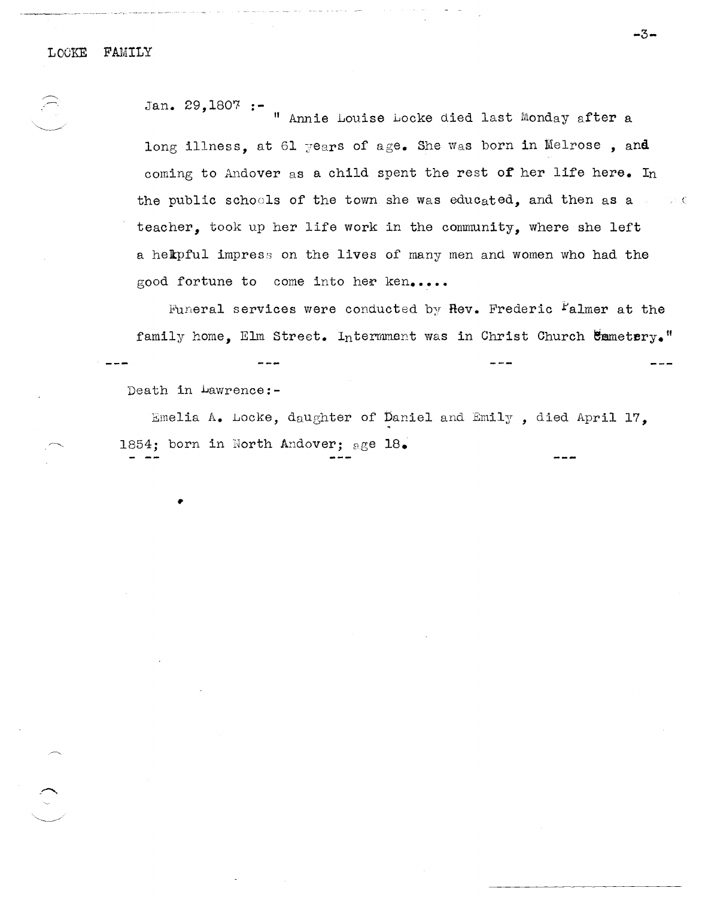Jan. 29,1807 :-

" Annie Louise Locke died last Monday after a long illness, at 61 years of age. She was born in Melrose , and coming to Andover as a child spent the rest of her life here. In the public schools of the town she was educated, and then as a teacher, took up her life work in the community, where she left a helkpful impress on the lives of many men and women who had the good fortune to come into her ken.....

Funeral services were conducted by Rev. Frederic Palmer at the family home, Elm Street. Intermment was in Christ Church Cemetery."

--- --- --- ---

Death in Lawrence:-

Emelia A. Locke, daughter of Daniel and Emily , died April 17, 1854; born in North Andover; age 18.

- -- --- ---